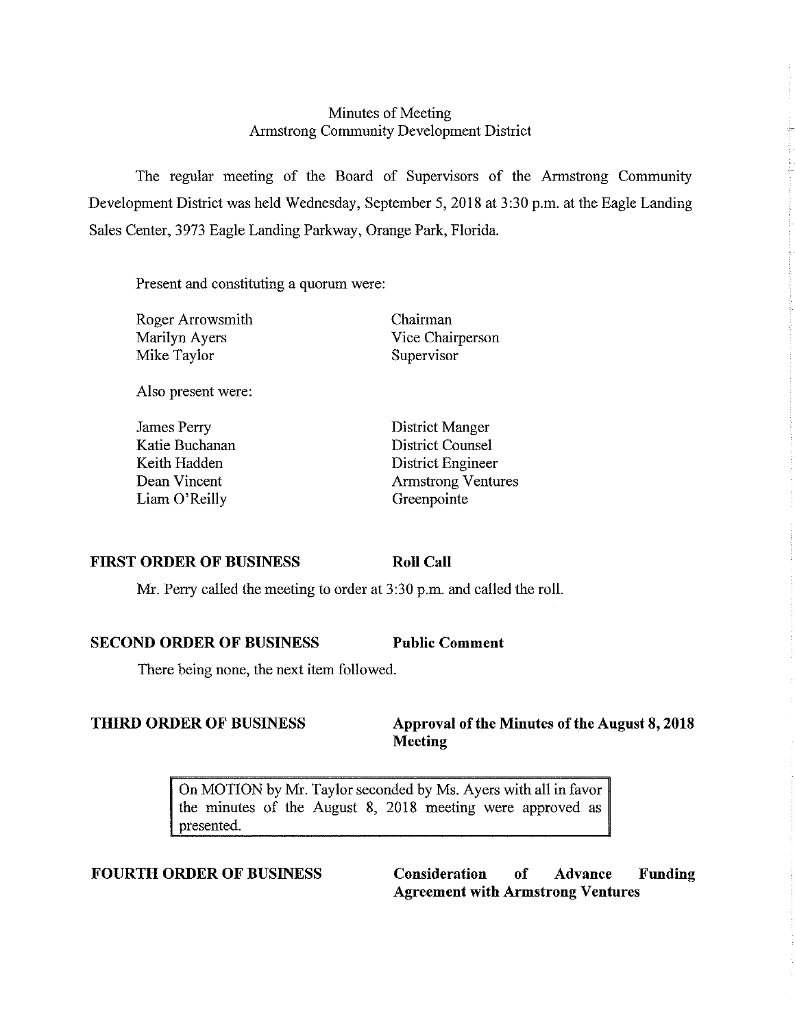# Minutes of Meeting
## Armstrong Community Development District

The regular meeting of the Board of Supervisors of the Armstrong Community Development District was held Wednesday, September 5, 2018 at 3:30 p.m. at the Eagle Landing Sales Center, 3973 Eagle Landing Parkway, Orange Park, Florida.

Present and constituting a quorum were:

| | |
|---|---|
| Roger Arrowsmith | Chairman |
| Marilyn Ayers | Vice Chairperson |
| Mike Taylor | Supervisor |

Also present were:

| | |
|---|---|
| James Perry | District Manger |
| Katie Buchanan | District Counsel |
| Keith Hadden | District Engineer |
| Dean Vincent | Armstrong Ventures |
| Liam O'Reilly | Greenpointe |

**FIRST ORDER OF BUSINESS** **Roll Call**

Mr. Perry called the meeting to order at 3:30 p.m. and called the roll.

**SECOND ORDER OF BUSINESS** **Public Comment**

There being none, the next item followed.

**THIRD ORDER OF BUSINESS** **Approval of the Minutes of the August 8, 2018 Meeting**

> On MOTION by Mr. Taylor seconded by Ms. Ayers with all in favor the minutes of the August 8, 2018 meeting were approved as presented.

**FOURTH ORDER OF BUSINESS** **Consideration of Advance Funding Agreement with Armstrong Ventures**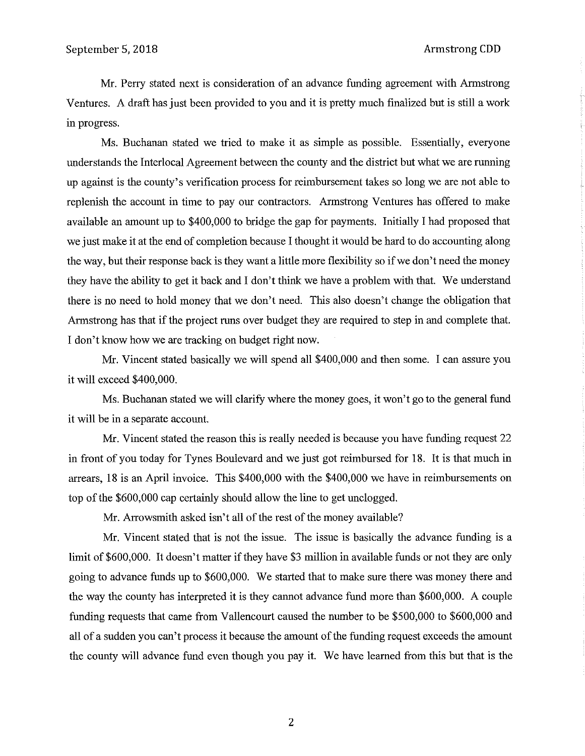Mr. Perry stated next is consideration of an advance funding agreement with Armstrong Ventures. A draft has just been provided to you and it is pretty much finalized but is still a work in progress.

Ms. Buchanan stated we tried to make it as simple as possible. Essentially, everyone understands the Interlocal Agreement between the county and the district but what we are running up against is the county's verification process for reimbursement takes so long we are not able to replenish the account in time to pay our contractors. Armstrong Ventures has offered to make available an amount up to $400,000 to bridge the gap for payments. Initially I had proposed that we just make it at the end of completion because I thought it would be hard to do accounting along the way, but their response back is they want a little more flexibility so if we don't need the money they have the ability to get it back and I don't think we have a problem with that. We understand there is no need to hold money that we don't need. This also doesn't change the obligation that Armstrong has that if the project runs over budget they are required to step in and complete that. I don't know how we are tracking on budget right now.

Mr. Vincent stated basically we will spend all $400,000 and then some. I can assure you it will exceed $400,000.

Ms. Buchanan stated we will clarify where the money goes, it won't go to the general fund it will be in a separate account.

Mr. Vincent stated the reason this is really needed is because you have funding request 22 in front of you today for Tynes Boulevard and we just got reimbursed for 18. It is that much in arrears, 18 is an April invoice. This $400,000 with the $400,000 we have in reimbursements on top of the $600,000 cap certainly should allow the line to get unclogged.

Mr. Arrowsmith asked isn't all of the rest of the money available?

Mr. Vincent stated that is not the issue. The issue is basically the advance funding is a limit of $600,000. It doesn't matter if they have $3 million in available funds or not they are only going to advance funds up to $600,000. We started that to make sure there was money there and the way the county has interpreted it is they cannot advance fund more than $600,000. A couple funding requests that came from Vallencourt caused the number to be $500,000 to $600,000 and all of a sudden you can't process it because the amount of the funding request exceeds the amount the county will advance fund even though you pay it. We have learned from this but that is the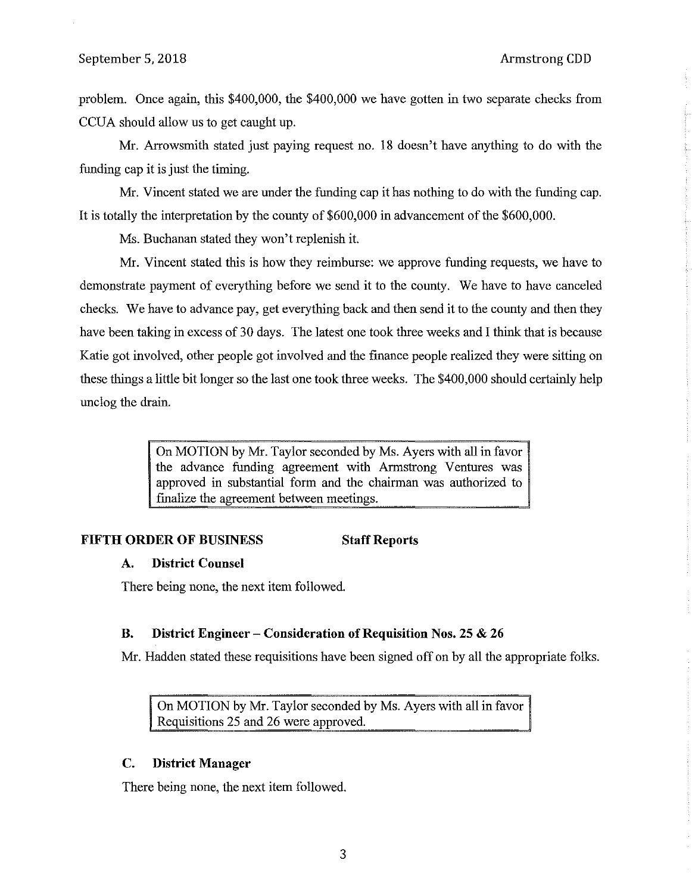problem. Once again, this $400,000, the $400,000 we have gotten in two separate checks from CCUA should allow us to get caught up.

Mr. Arrowsmith stated just paying request no. 18 doesn't have anything to do with the funding cap it is just the timing.

Mr. Vincent stated we are under the funding cap it has nothing to do with the funding cap. It is totally the interpretation by the county of $600,000 in advancement of the $600,000.

Ms. Buchanan stated they won't replenish it.

Mr. Vincent stated this is how they reimburse: we approve funding requests, we have to demonstrate payment of everything before we send it to the county. We have to have canceled checks. We have to advance pay, get everything back and then send it to the county and then they have been taking in excess of 30 days. The latest one took three weeks and I think that is because Katie got involved, other people got involved and the finance people realized they were sitting on these things a little bit longer so the last one took three weeks. The $400,000 should certainly help unclog the drain.

> On MOTION by Mr. Taylor seconded by Ms. Ayers with all in favor the advance funding agreement with Armstrong Ventures was approved in substantial form and the chairman was authorized to finalize the agreement between meetings.

## FIFTH ORDER OF BUSINESS Staff Reports

### A. District Counsel

There being none, the next item followed.

### B. District Engineer – Consideration of Requisition Nos. 25 & 26

Mr. Hadden stated these requisitions have been signed off on by all the appropriate folks.

> On MOTION by Mr. Taylor seconded by Ms. Ayers with all in favor Requisitions 25 and 26 were approved.

### C. District Manager

There being none, the next item followed.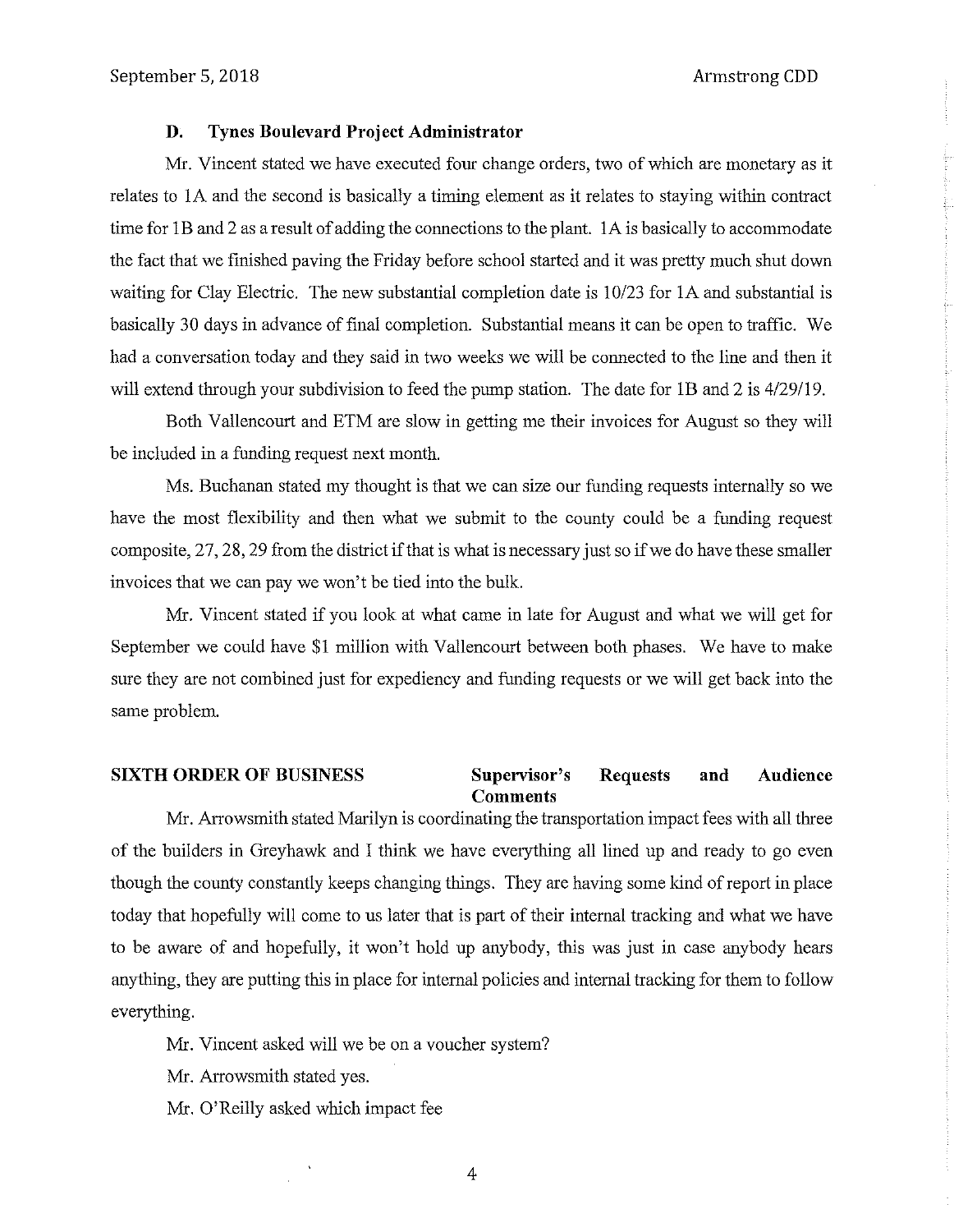### D. Tynes Boulevard Project Administrator

Mr. Vincent stated we have executed four change orders, two of which are monetary as it relates to 1A and the second is basically a timing element as it relates to staying within contract time for 1B and 2 as a result of adding the connections to the plant. 1A is basically to accommodate the fact that we finished paving the Friday before school started and it was pretty much shut down waiting for Clay Electric. The new substantial completion date is 10/23 for 1A and substantial is basically 30 days in advance of final completion. Substantial means it can be open to traffic. We had a conversation today and they said in two weeks we will be connected to the line and then it will extend through your subdivision to feed the pump station. The date for 1B and 2 is 4/29/19.

Both Vallencourt and ETM are slow in getting me their invoices for August so they will be included in a funding request next month.

Ms. Buchanan stated my thought is that we can size our funding requests internally so we have the most flexibility and then what we submit to the county could be a funding request composite, 27, 28, 29 from the district if that is what is necessary just so if we do have these smaller invoices that we can pay we won't be tied into the bulk.

Mr. Vincent stated if you look at what came in late for August and what we will get for September we could have $1 million with Vallencourt between both phases. We have to make sure they are not combined just for expediency and funding requests or we will get back into the same problem.

## SIXTH ORDER OF BUSINESS — Supervisor's Requests and Audience Comments

Mr. Arrowsmith stated Marilyn is coordinating the transportation impact fees with all three of the builders in Greyhawk and I think we have everything all lined up and ready to go even though the county constantly keeps changing things. They are having some kind of report in place today that hopefully will come to us later that is part of their internal tracking and what we have to be aware of and hopefully, it won't hold up anybody, this was just in case anybody hears anything, they are putting this in place for internal policies and internal tracking for them to follow everything.

Mr. Vincent asked will we be on a voucher system?

Mr. Arrowsmith stated yes.

Mr. O'Reilly asked which impact fee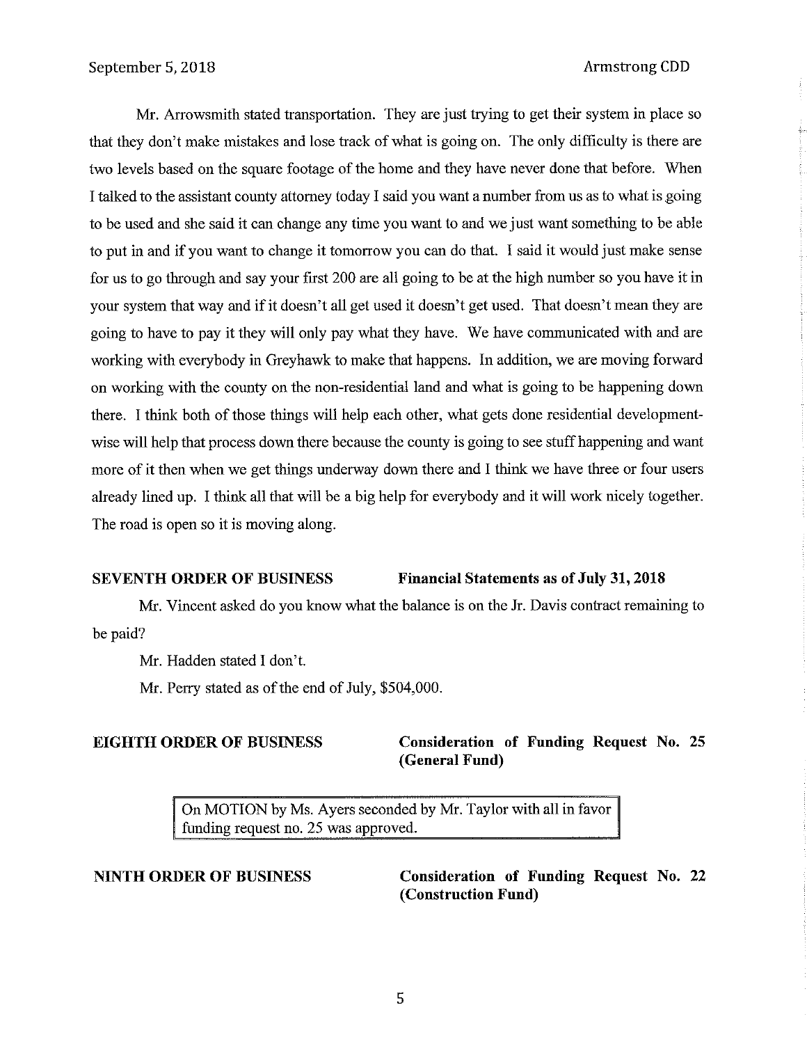Mr. Arrowsmith stated transportation. They are just trying to get their system in place so that they don't make mistakes and lose track of what is going on. The only difficulty is there are two levels based on the square footage of the home and they have never done that before. When I talked to the assistant county attorney today I said you want a number from us as to what is going to be used and she said it can change any time you want to and we just want something to be able to put in and if you want to change it tomorrow you can do that. I said it would just make sense for us to go through and say your first 200 are all going to be at the high number so you have it in your system that way and if it doesn't all get used it doesn't get used. That doesn't mean they are going to have to pay it they will only pay what they have. We have communicated with and are working with everybody in Greyhawk to make that happens. In addition, we are moving forward on working with the county on the non-residential land and what is going to be happening down there. I think both of those things will help each other, what gets done residential development-wise will help that process down there because the county is going to see stuff happening and want more of it then when we get things underway down there and I think we have three or four users already lined up. I think all that will be a big help for everybody and it will work nicely together. The road is open so it is moving along.

**SEVENTH ORDER OF BUSINESS** **Financial Statements as of July 31, 2018**

Mr. Vincent asked do you know what the balance is on the Jr. Davis contract remaining to be paid?

Mr. Hadden stated I don't.

Mr. Perry stated as of the end of July, $504,000.

**EIGHTH ORDER OF BUSINESS** **Consideration of Funding Request No. 25 (General Fund)**

On MOTION by Ms. Ayers seconded by Mr. Taylor with all in favor funding request no. 25 was approved.

**NINTH ORDER OF BUSINESS** **Consideration of Funding Request No. 22 (Construction Fund)**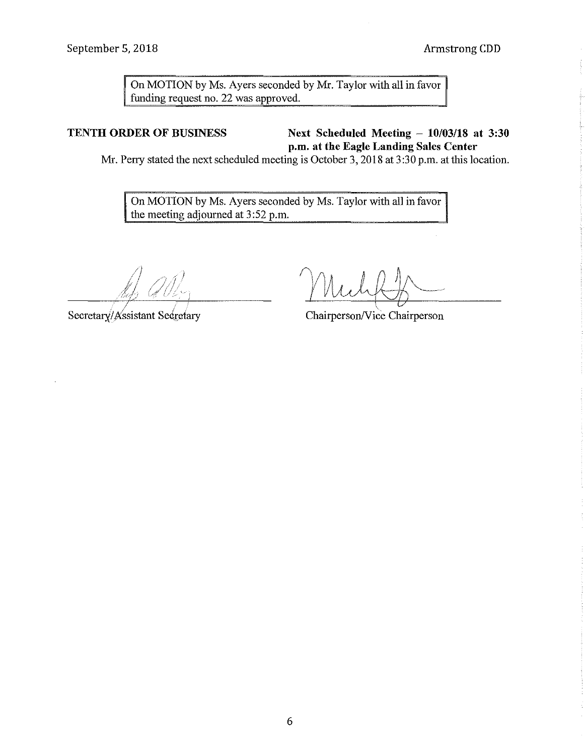On MOTION by Ms. Ayers seconded by Mr. Taylor with all in favor funding request no. 22 was approved.

**TENTH ORDER OF BUSINESS** **Next Scheduled Meeting – 10/03/18 at 3:30 p.m. at the Eagle Landing Sales Center**

Mr. Perry stated the next scheduled meeting is October 3, 2018 at 3:30 p.m. at this location.

On MOTION by Ms. Ayers seconded by Ms. Taylor with all in favor the meeting adjourned at 3:52 p.m.

Secretary/Assistant Secretary

Chairperson/Vice Chairperson